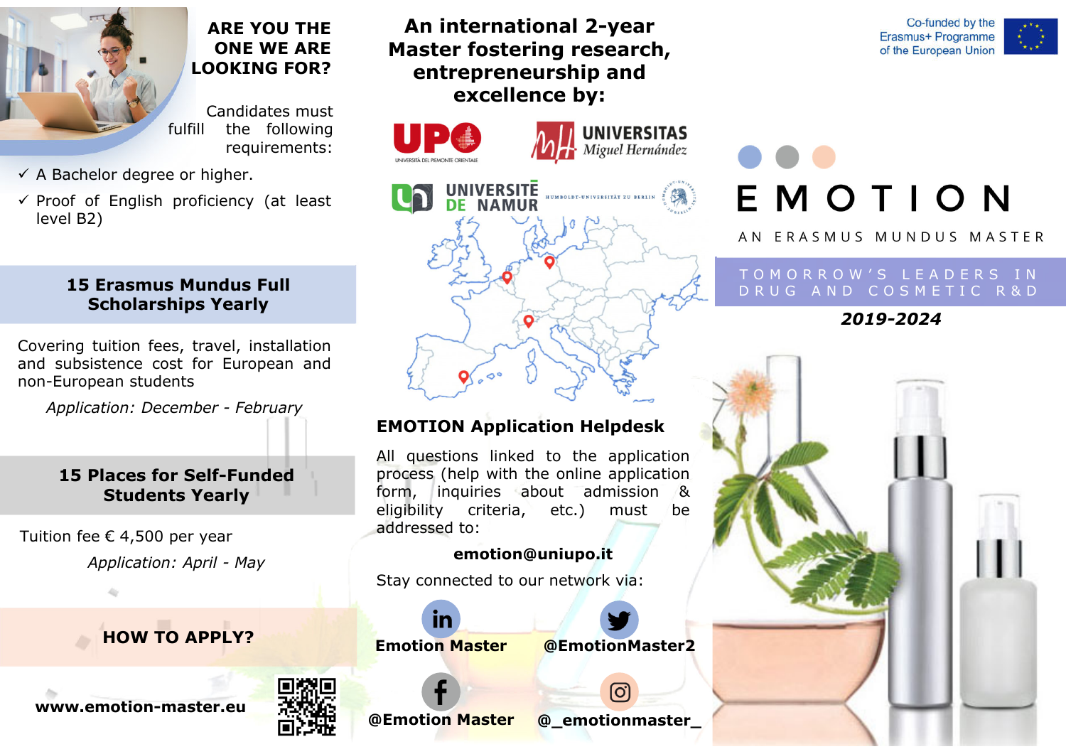## ARE YOU THE ONE WE ARE LOOKING FOR?

Candidates must fulfill the following requirements:

- ✓ A Bachelor degree or higher.
- ✓ Proof of English proficiency (at least level B2)

### 15 Erasmus Mundus Full Scholarships Yearly

Covering tuition fees, travel, installation and subsistence cost for European and non-European students

*Application: December - February*

### 15 Places for Self-Funded Students Yearly

Tuition fee € 4,500 per year

*Application: April - May*

### HOW TO APPLY?

**www.emotion-master.eu**

## An international 2-year Master fostering research, entrepreneurship and excellence by:

UPO – Università del Piemonte Orientale

Universitas Miguel Hernández

Université de Namur

Humboldt-Universität zu Berlin

### EMOTION Application Helpdesk

All questions linked to the application process (help with the online application form, inquiries about admission & eligibility criteria, etc.) must be addressed to:

**emotion@uniupo.it**

Stay connected to our network via:

**Emotion Master**

**@EmotionMaster2**

**@Emotion Master**

**@_emotionmaster_**

Co-funded by the Erasmus+ Programme of the European Union

# EMOTION

AN ERASMUS MUNDUS MASTER

TOMORROW'S LEADERS IN DRUG AND COSMETIC R&D

***2019-2024***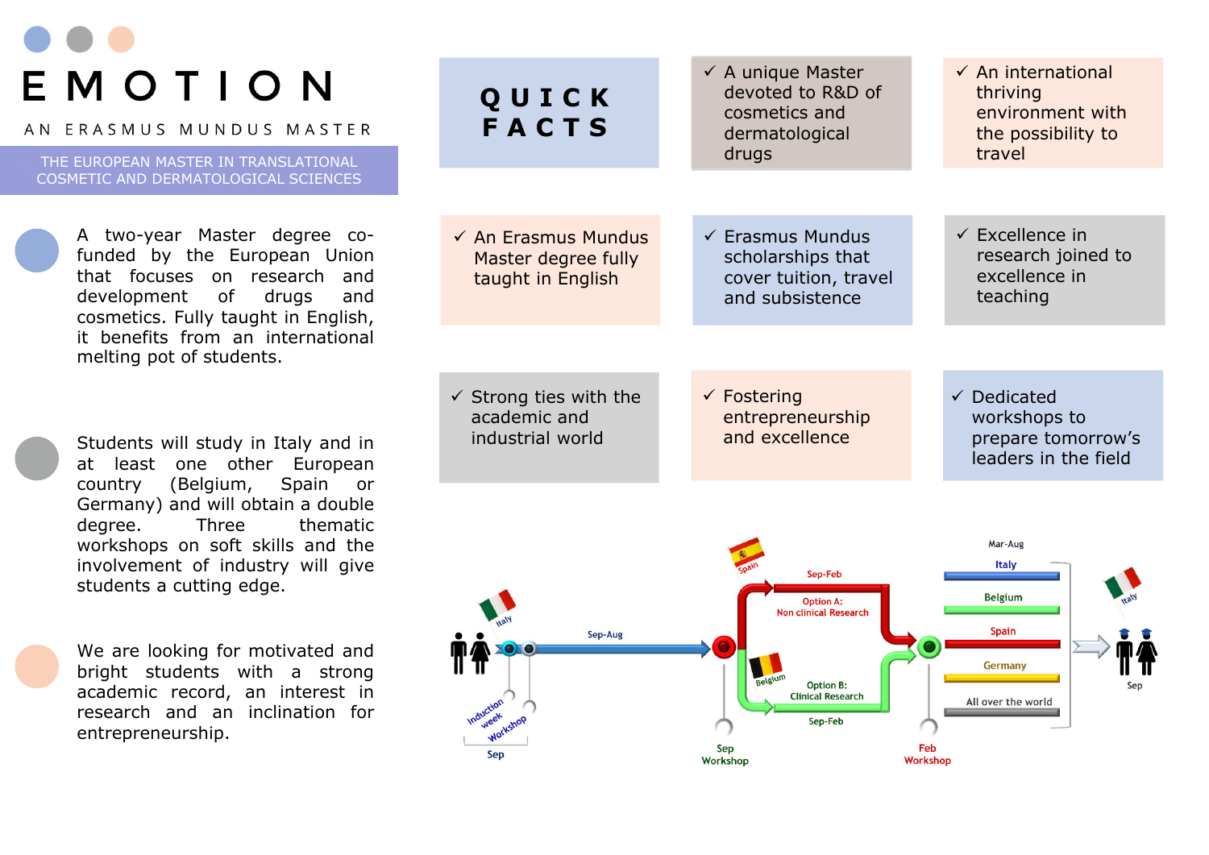# EMOTION

AN ERASMUS MUNDUS MASTER

THE EUROPEAN MASTER IN TRANSLATIONAL COSMETIC AND DERMATOLOGICAL SCIENCES

A two-year Master degree co-funded by the European Union that focuses on research and development of drugs and cosmetics. Fully taught in English, it benefits from an international melting pot of students.

Students will study in Italy and in at least one other European country (Belgium, Spain or Germany) and will obtain a double degree. Three thematic workshops on soft skills and the involvement of industry will give students a cutting edge.

We are looking for motivated and bright students with a strong academic record, an interest in research and an inclination for entrepreneurship.

## QUICK FACTS

- ✓ A unique Master devoted to R&D of cosmetics and dermatological drugs
- ✓ An international thriving environment with the possibility to travel
- ✓ An Erasmus Mundus Master degree fully taught in English
- ✓ Erasmus Mundus scholarships that cover tuition, travel and subsistence
- ✓ Excellence in research joined to excellence in teaching
- ✓ Strong ties with the academic and industrial world
- ✓ Fostering entrepreneurship and excellence
- ✓ Dedicated workshops to prepare tomorrow's leaders in the field

Italy
Induction week
Workshop
Sep
Sep-Aug
Spain
Sep-Feb
Option A:
Non clinical Research
Belgium
Option B:
Clinical Research
Sep-Feb
Sep
Workshop
Feb
Workshop
Mar-Aug
Italy
Belgium
Spain
Germany
All over the world
Italy
Sep